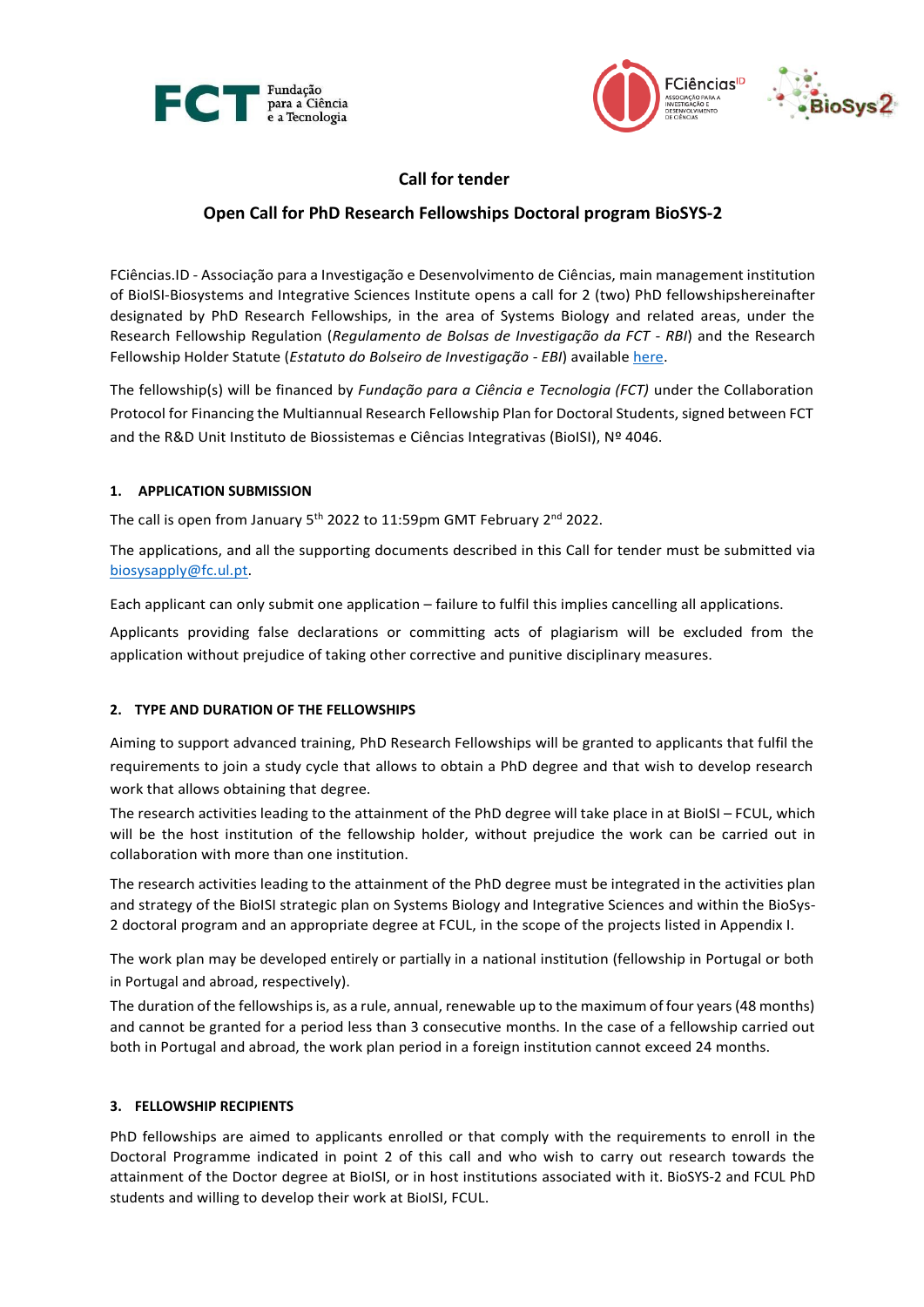## Call for tender

## Open Call for PhD Research Fellowships Doctoral program BioSYS-2

FCiências.ID - Associação para a Investigação e Desenvolvimento de Ciências, main management institution of BioISI-Biosystems and Integrative Sciences Institute opens a call for 2 (two) PhD fellowshipshereinafter designated by PhD Research Fellowships, in the area of Systems Biology and related areas, under the Research Fellowship Regulation (*Regulamento de Bolsas de Investigação da FCT - RBI*) and the Research Fellowship Holder Statute (*Estatuto do Bolseiro de Investigação - EBI*) available here.

The fellowship(s) will be financed by *Fundação para a Ciência e Tecnologia (FCT)* under the Collaboration Protocol for Financing the Multiannual Research Fellowship Plan for Doctoral Students, signed between FCT and the R&D Unit Instituto de Biossistemas e Ciências Integrativas (BioISI), Nº 4046.

### 1. APPLICATION SUBMISSION

The call is open from January 5th 2022 to 11:59pm GMT February 2nd 2022.

The applications, and all the supporting documents described in this Call for tender must be submitted via biosysapply@fc.ul.pt.

Each applicant can only submit one application – failure to fulfil this implies cancelling all applications.

Applicants providing false declarations or committing acts of plagiarism will be excluded from the application without prejudice of taking other corrective and punitive disciplinary measures.

### 2. TYPE AND DURATION OF THE FELLOWSHIPS

Aiming to support advanced training, PhD Research Fellowships will be granted to applicants that fulfil the requirements to join a study cycle that allows to obtain a PhD degree and that wish to develop research work that allows obtaining that degree.

The research activities leading to the attainment of the PhD degree will take place in at BioISI – FCUL, which will be the host institution of the fellowship holder, without prejudice the work can be carried out in collaboration with more than one institution.

The research activities leading to the attainment of the PhD degree must be integrated in the activities plan and strategy of the BioISI strategic plan on Systems Biology and Integrative Sciences and within the BioSys-2 doctoral program and an appropriate degree at FCUL, in the scope of the projects listed in Appendix I.

The work plan may be developed entirely or partially in a national institution (fellowship in Portugal or both in Portugal and abroad, respectively).

The duration of the fellowships is, as a rule, annual, renewable up to the maximum of four years (48 months) and cannot be granted for a period less than 3 consecutive months. In the case of a fellowship carried out both in Portugal and abroad, the work plan period in a foreign institution cannot exceed 24 months.

### 3. FELLOWSHIP RECIPIENTS

PhD fellowships are aimed to applicants enrolled or that comply with the requirements to enroll in the Doctoral Programme indicated in point 2 of this call and who wish to carry out research towards the attainment of the Doctor degree at BioISI, or in host institutions associated with it. BioSYS-2 and FCUL PhD students and willing to develop their work at BioISI, FCUL.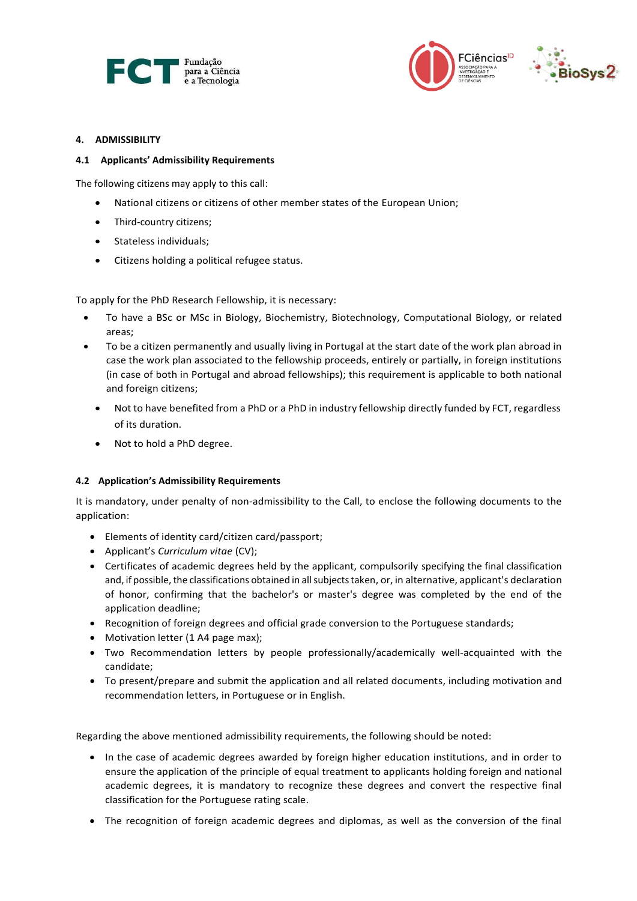## 4. ADMISSIBILITY

### 4.1 Applicants' Admissibility Requirements

The following citizens may apply to this call:

- National citizens or citizens of other member states of the European Union;
- Third-country citizens;
- Stateless individuals;
- Citizens holding a political refugee status.

To apply for the PhD Research Fellowship, it is necessary:

- To have a BSc or MSc in Biology, Biochemistry, Biotechnology, Computational Biology, or related areas;
- To be a citizen permanently and usually living in Portugal at the start date of the work plan abroad in case the work plan associated to the fellowship proceeds, entirely or partially, in foreign institutions (in case of both in Portugal and abroad fellowships); this requirement is applicable to both national and foreign citizens;
- Not to have benefited from a PhD or a PhD in industry fellowship directly funded by FCT, regardless of its duration.
- Not to hold a PhD degree.

### 4.2 Application's Admissibility Requirements

It is mandatory, under penalty of non-admissibility to the Call, to enclose the following documents to the application:

- Elements of identity card/citizen card/passport;
- Applicant's *Curriculum vitae* (CV);
- Certificates of academic degrees held by the applicant, compulsorily specifying the final classification and, if possible, the classifications obtained in all subjects taken, or, in alternative, applicant's declaration of honor, confirming that the bachelor's or master's degree was completed by the end of the application deadline;
- Recognition of foreign degrees and official grade conversion to the Portuguese standards;
- Motivation letter (1 A4 page max);
- Two Recommendation letters by people professionally/academically well-acquainted with the candidate;
- To present/prepare and submit the application and all related documents, including motivation and recommendation letters, in Portuguese or in English.

Regarding the above mentioned admissibility requirements, the following should be noted:

- In the case of academic degrees awarded by foreign higher education institutions, and in order to ensure the application of the principle of equal treatment to applicants holding foreign and national academic degrees, it is mandatory to recognize these degrees and convert the respective final classification for the Portuguese rating scale.
- The recognition of foreign academic degrees and diplomas, as well as the conversion of the final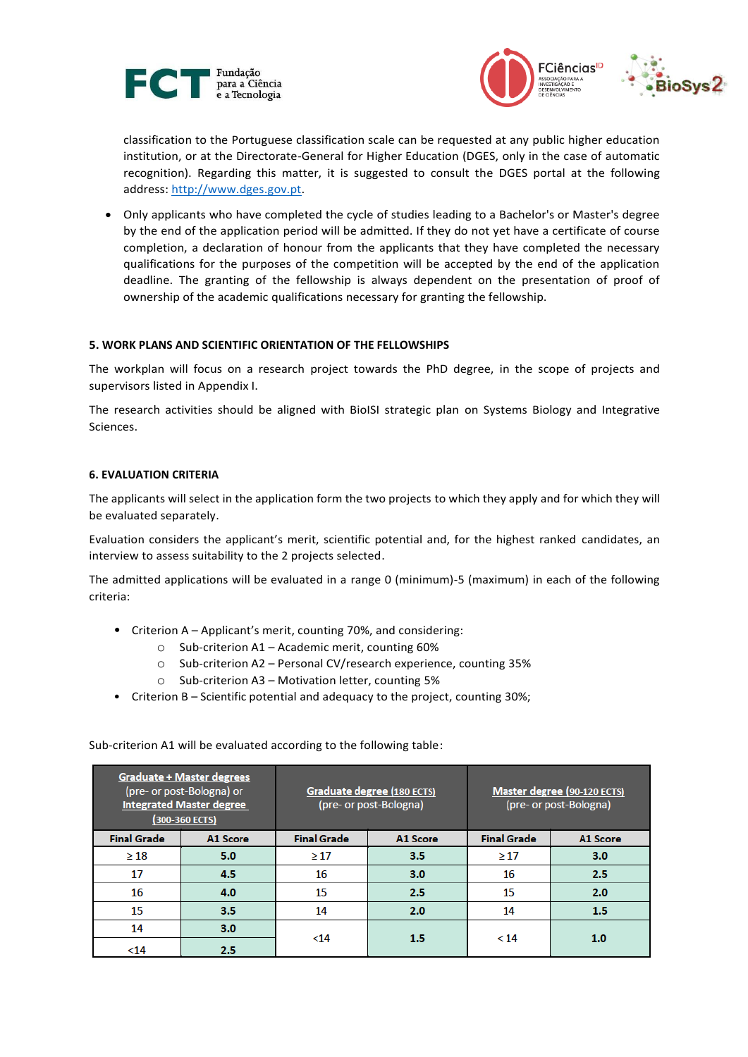classification to the Portuguese classification scale can be requested at any public higher education institution, or at the Directorate-General for Higher Education (DGES, only in the case of automatic recognition). Regarding this matter, it is suggested to consult the DGES portal at the following address: http://www.dges.gov.pt.

- Only applicants who have completed the cycle of studies leading to a Bachelor's or Master's degree by the end of the application period will be admitted. If they do not yet have a certificate of course completion, a declaration of honour from the applicants that they have completed the necessary qualifications for the purposes of the competition will be accepted by the end of the application deadline. The granting of the fellowship is always dependent on the presentation of proof of ownership of the academic qualifications necessary for granting the fellowship.

## 5. WORK PLANS AND SCIENTIFIC ORIENTATION OF THE FELLOWSHIPS

The workplan will focus on a research project towards the PhD degree, in the scope of projects and supervisors listed in Appendix I.

The research activities should be aligned with BioISI strategic plan on Systems Biology and Integrative Sciences.

## 6. EVALUATION CRITERIA

The applicants will select in the application form the two projects to which they apply and for which they will be evaluated separately.

Evaluation considers the applicant's merit, scientific potential and, for the highest ranked candidates, an interview to assess suitability to the 2 projects selected.

The admitted applications will be evaluated in a range 0 (minimum)-5 (maximum) in each of the following criteria:

- Criterion A – Applicant's merit, counting 70%, and considering:
  - Sub-criterion A1 – Academic merit, counting 60%
  - Sub-criterion A2 – Personal CV/research experience, counting 35%
  - Sub-criterion A3 – Motivation letter, counting 5%
- Criterion B – Scientific potential and adequacy to the project, counting 30%;

Sub-criterion A1 will be evaluated according to the following table:

| Graduate + Master degrees (pre- or post-Bologna) or Integrated Master degree (300-360 ECTS) | | Graduate degree (180 ECTS) (pre- or post-Bologna) | | Master degree (90-120 ECTS) (pre- or post-Bologna) | |
|---|---|---|---|---|---|
| **Final Grade** | **A1 Score** | **Final Grade** | **A1 Score** | **Final Grade** | **A1 Score** |
| ≥ 18 | **5.0** | ≥ 17 | **3.5** | ≥ 17 | **3.0** |
| 17 | **4.5** | 16 | **3.0** | 16 | **2.5** |
| 16 | **4.0** | 15 | **2.5** | 15 | **2.0** |
| 15 | **3.5** | 14 | **2.0** | 14 | **1.5** |
| 14 | **3.0** | <14 | **1.5** | < 14 | **1.0** |
| <14 | **2.5** | | | | |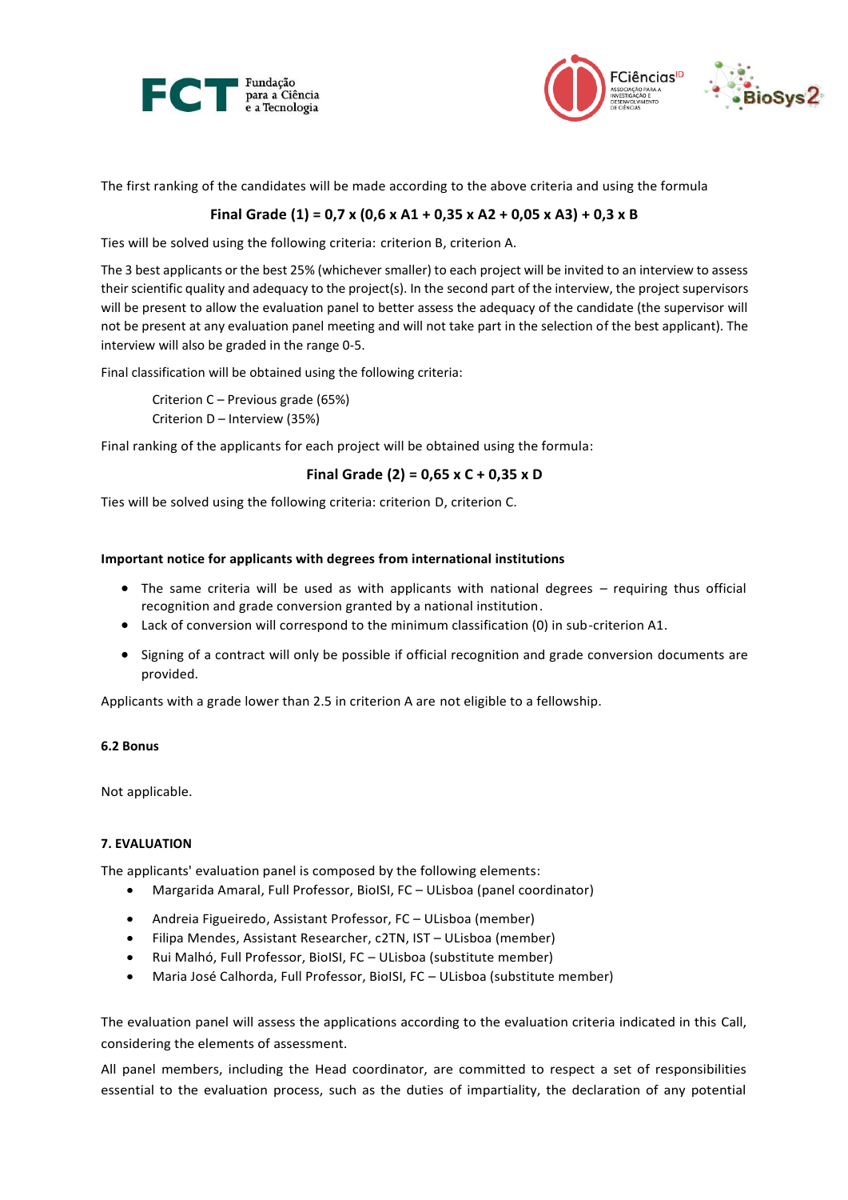The first ranking of the candidates will be made according to the above criteria and using the formula

**Final Grade (1) = 0,7 x (0,6 x A1 + 0,35 x A2 + 0,05 x A3) + 0,3 x B**

Ties will be solved using the following criteria: criterion B, criterion A.

The 3 best applicants or the best 25% (whichever smaller) to each project will be invited to an interview to assess their scientific quality and adequacy to the project(s). In the second part of the interview, the project supervisors will be present to allow the evaluation panel to better assess the adequacy of the candidate (the supervisor will not be present at any evaluation panel meeting and will not take part in the selection of the best applicant). The interview will also be graded in the range 0-5.

Final classification will be obtained using the following criteria:

Criterion C – Previous grade (65%)
Criterion D – Interview (35%)

Final ranking of the applicants for each project will be obtained using the formula:

**Final Grade (2) = 0,65 x C + 0,35 x D**

Ties will be solved using the following criteria: criterion D, criterion C.

**Important notice for applicants with degrees from international institutions**

- The same criteria will be used as with applicants with national degrees – requiring thus official recognition and grade conversion granted by a national institution.
- Lack of conversion will correspond to the minimum classification (0) in sub-criterion A1.
- Signing of a contract will only be possible if official recognition and grade conversion documents are provided.

Applicants with a grade lower than 2.5 in criterion A are not eligible to a fellowship.

**6.2 Bonus**

Not applicable.

**7. EVALUATION**

The applicants' evaluation panel is composed by the following elements:

- Margarida Amaral, Full Professor, BioISI, FC – ULisboa (panel coordinator)
- Andreia Figueiredo, Assistant Professor, FC – ULisboa (member)
- Filipa Mendes, Assistant Researcher, c2TN, IST – ULisboa (member)
- Rui Malhó, Full Professor, BioISI, FC – ULisboa (substitute member)
- Maria José Calhorda, Full Professor, BioISI, FC – ULisboa (substitute member)

The evaluation panel will assess the applications according to the evaluation criteria indicated in this Call, considering the elements of assessment.

All panel members, including the Head coordinator, are committed to respect a set of responsibilities essential to the evaluation process, such as the duties of impartiality, the declaration of any potential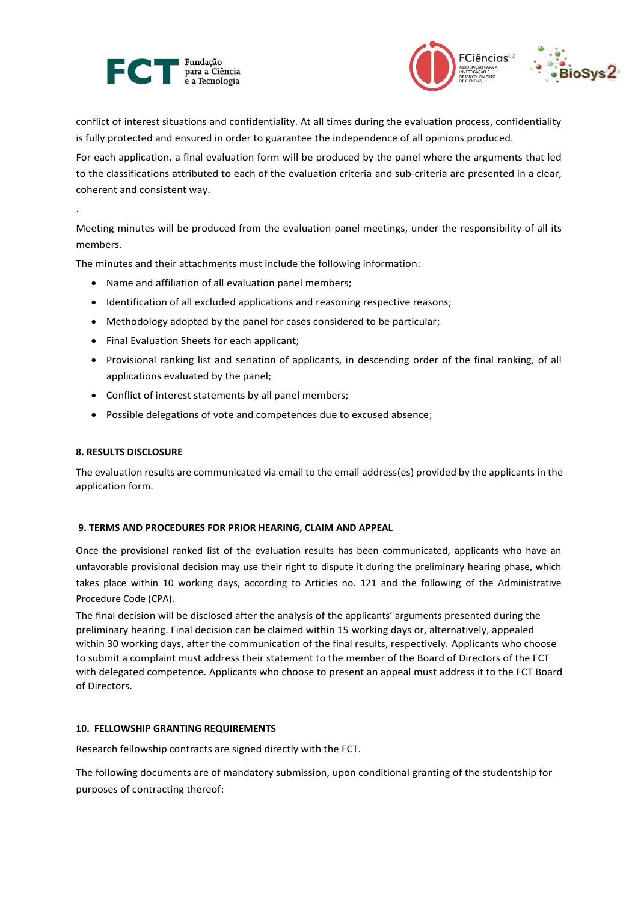conflict of interest situations and confidentiality. At all times during the evaluation process, confidentiality is fully protected and ensured in order to guarantee the independence of all opinions produced.

For each application, a final evaluation form will be produced by the panel where the arguments that led to the classifications attributed to each of the evaluation criteria and sub-criteria are presented in a clear, coherent and consistent way.

.

Meeting minutes will be produced from the evaluation panel meetings, under the responsibility of all its members.

The minutes and their attachments must include the following information:

- Name and affiliation of all evaluation panel members;
- Identification of all excluded applications and reasoning respective reasons;
- Methodology adopted by the panel for cases considered to be particular;
- Final Evaluation Sheets for each applicant;
- Provisional ranking list and seriation of applicants, in descending order of the final ranking, of all applications evaluated by the panel;
- Conflict of interest statements by all panel members;
- Possible delegations of vote and competences due to excused absence;

**8. RESULTS DISCLOSURE**

The evaluation results are communicated via email to the email address(es) provided by the applicants in the application form.

**9. TERMS AND PROCEDURES FOR PRIOR HEARING, CLAIM AND APPEAL**

Once the provisional ranked list of the evaluation results has been communicated, applicants who have an unfavorable provisional decision may use their right to dispute it during the preliminary hearing phase, which takes place within 10 working days, according to Articles no. 121 and the following of the Administrative Procedure Code (CPA).

The final decision will be disclosed after the analysis of the applicants' arguments presented during the preliminary hearing. Final decision can be claimed within 15 working days or, alternatively, appealed within 30 working days, after the communication of the final results, respectively. Applicants who choose to submit a complaint must address their statement to the member of the Board of Directors of the FCT with delegated competence. Applicants who choose to present an appeal must address it to the FCT Board of Directors.

**10. FELLOWSHIP GRANTING REQUIREMENTS**

Research fellowship contracts are signed directly with the FCT.

The following documents are of mandatory submission, upon conditional granting of the studentship for purposes of contracting thereof: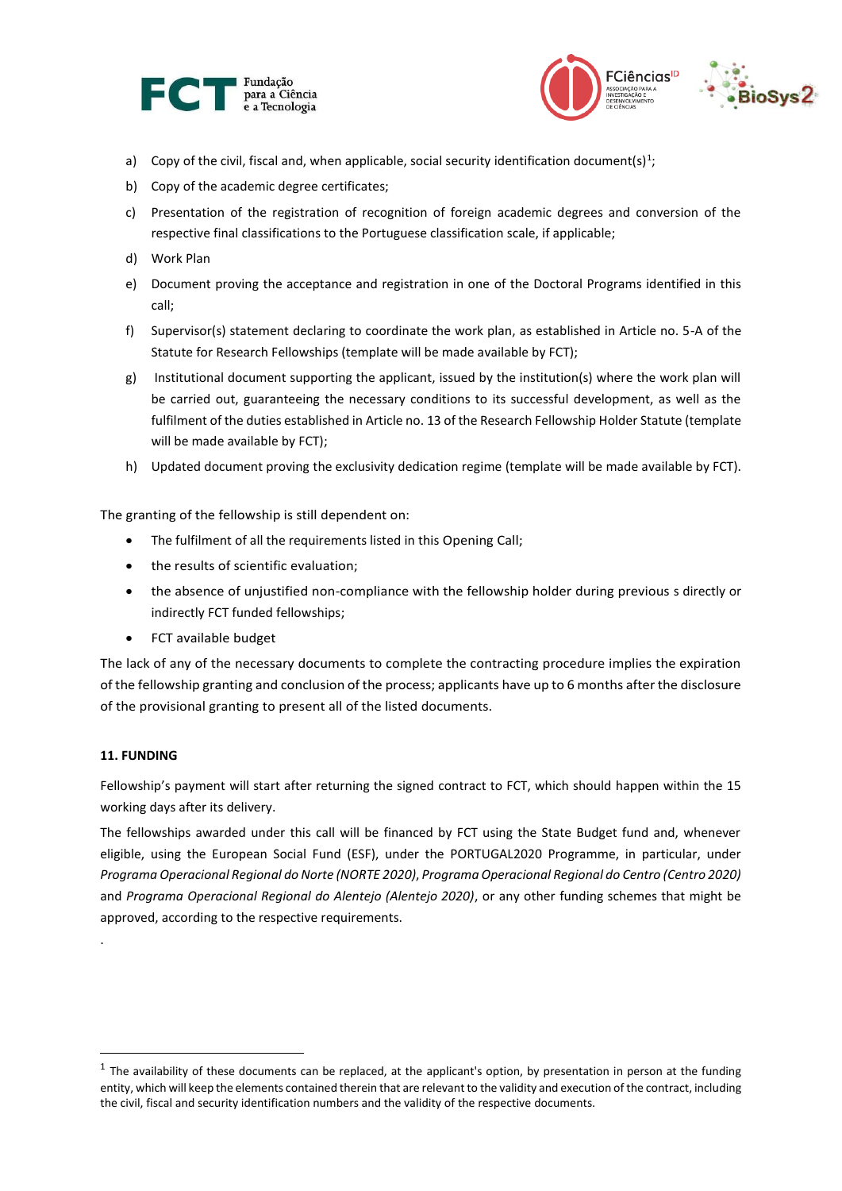a) Copy of the civil, fiscal and, when applicable, social security identification document(s)[1];

b) Copy of the academic degree certificates;

c) Presentation of the registration of recognition of foreign academic degrees and conversion of the respective final classifications to the Portuguese classification scale, if applicable;

d) Work Plan

e) Document proving the acceptance and registration in one of the Doctoral Programs identified in this call;

f) Supervisor(s) statement declaring to coordinate the work plan, as established in Article no. 5-A of the Statute for Research Fellowships (template will be made available by FCT);

g) Institutional document supporting the applicant, issued by the institution(s) where the work plan will be carried out, guaranteeing the necessary conditions to its successful development, as well as the fulfilment of the duties established in Article no. 13 of the Research Fellowship Holder Statute (template will be made available by FCT);

h) Updated document proving the exclusivity dedication regime (template will be made available by FCT).

The granting of the fellowship is still dependent on:

- The fulfilment of all the requirements listed in this Opening Call;
- the results of scientific evaluation;
- the absence of unjustified non-compliance with the fellowship holder during previous s directly or indirectly FCT funded fellowships;
- FCT available budget

The lack of any of the necessary documents to complete the contracting procedure implies the expiration of the fellowship granting and conclusion of the process; applicants have up to 6 months after the disclosure of the provisional granting to present all of the listed documents.

**11. FUNDING**

Fellowship's payment will start after returning the signed contract to FCT, which should happen within the 15 working days after its delivery.

The fellowships awarded under this call will be financed by FCT using the State Budget fund and, whenever eligible, using the European Social Fund (ESF), under the PORTUGAL2020 Programme, in particular, under *Programa Operacional Regional do Norte (NORTE 2020)*, *Programa Operacional Regional do Centro (Centro 2020)* and *Programa Operacional Regional do Alentejo (Alentejo 2020)*, or any other funding schemes that might be approved, according to the respective requirements.

.

---

[1] The availability of these documents can be replaced, at the applicant's option, by presentation in person at the funding entity, which will keep the elements contained therein that are relevant to the validity and execution of the contract, including the civil, fiscal and security identification numbers and the validity of the respective documents.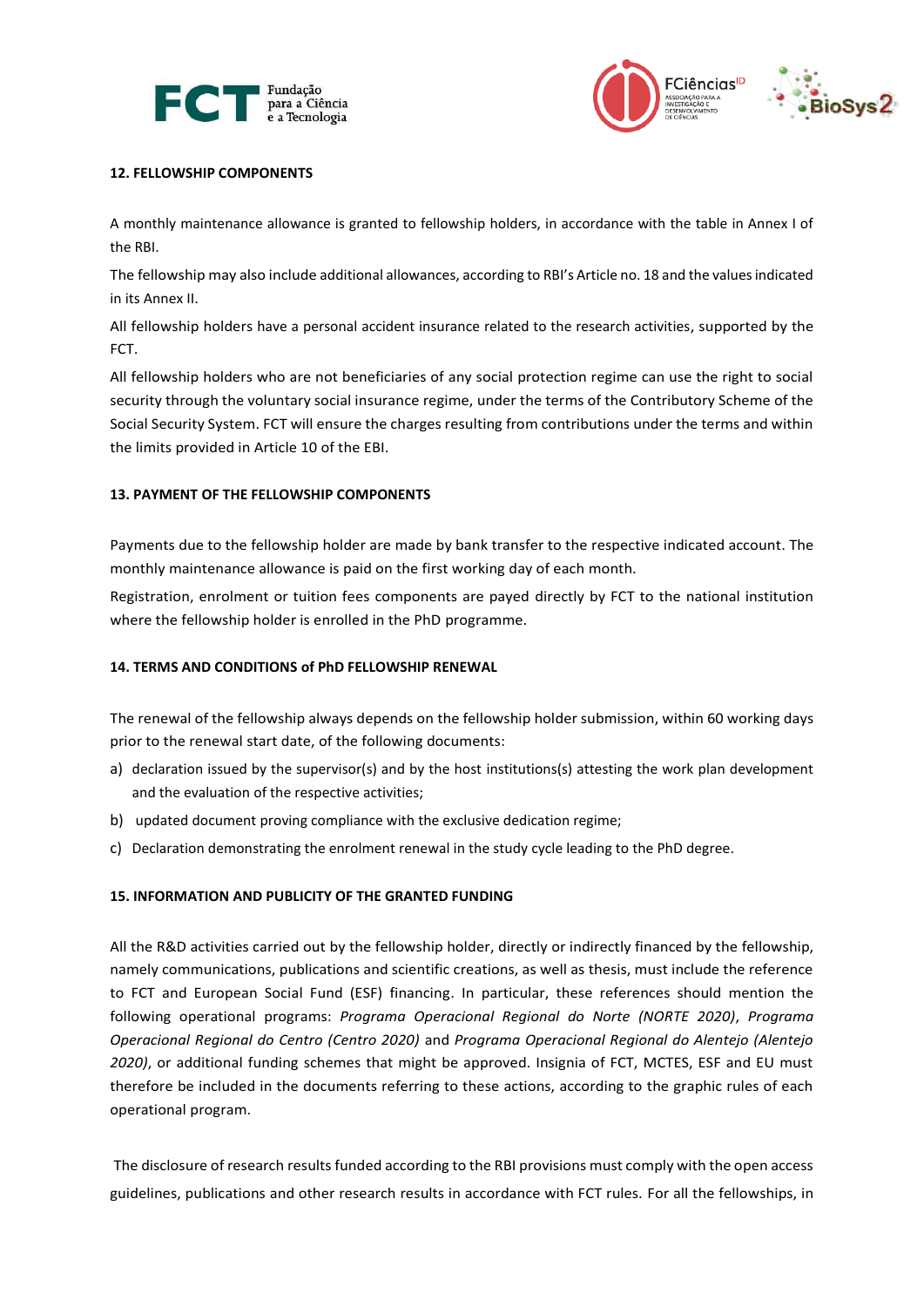**12. FELLOWSHIP COMPONENTS**

A monthly maintenance allowance is granted to fellowship holders, in accordance with the table in Annex I of the RBI.

The fellowship may also include additional allowances, according to RBI's Article no. 18 and the values indicated in its Annex II.

All fellowship holders have a personal accident insurance related to the research activities, supported by the FCT.

All fellowship holders who are not beneficiaries of any social protection regime can use the right to social security through the voluntary social insurance regime, under the terms of the Contributory Scheme of the Social Security System. FCT will ensure the charges resulting from contributions under the terms and within the limits provided in Article 10 of the EBI.

**13. PAYMENT OF THE FELLOWSHIP COMPONENTS**

Payments due to the fellowship holder are made by bank transfer to the respective indicated account. The monthly maintenance allowance is paid on the first working day of each month.

Registration, enrolment or tuition fees components are payed directly by FCT to the national institution where the fellowship holder is enrolled in the PhD programme.

**14. TERMS AND CONDITIONS of PhD FELLOWSHIP RENEWAL**

The renewal of the fellowship always depends on the fellowship holder submission, within 60 working days prior to the renewal start date, of the following documents:

a) declaration issued by the supervisor(s) and by the host institutions(s) attesting the work plan development and the evaluation of the respective activities;
b) updated document proving compliance with the exclusive dedication regime;
c) Declaration demonstrating the enrolment renewal in the study cycle leading to the PhD degree.

**15. INFORMATION AND PUBLICITY OF THE GRANTED FUNDING**

All the R&D activities carried out by the fellowship holder, directly or indirectly financed by the fellowship, namely communications, publications and scientific creations, as well as thesis, must include the reference to FCT and European Social Fund (ESF) financing. In particular, these references should mention the following operational programs: *Programa Operacional Regional do Norte (NORTE 2020)*, *Programa Operacional Regional do Centro (Centro 2020)* and *Programa Operacional Regional do Alentejo (Alentejo 2020)*, or additional funding schemes that might be approved. Insignia of FCT, MCTES, ESF and EU must therefore be included in the documents referring to these actions, according to the graphic rules of each operational program.

The disclosure of research results funded according to the RBI provisions must comply with the open access guidelines, publications and other research results in accordance with FCT rules. For all the fellowships, in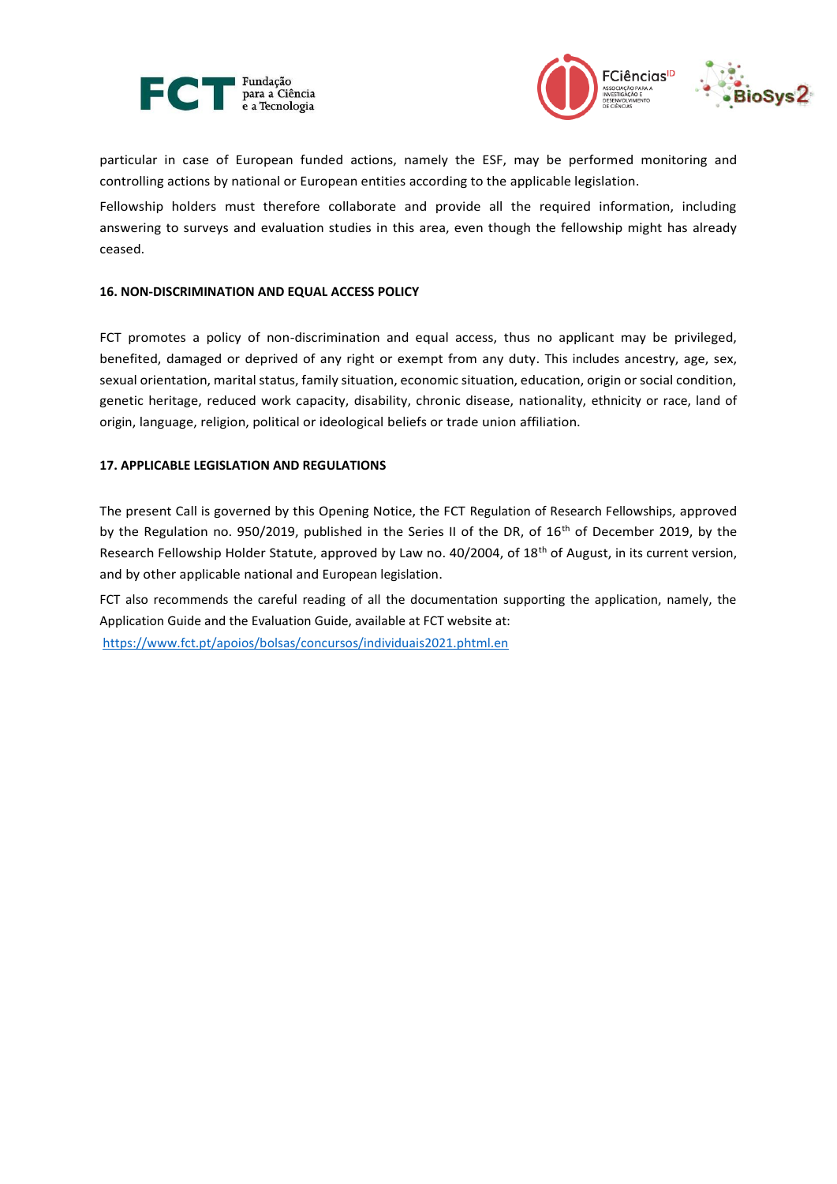particular in case of European funded actions, namely the ESF, may be performed monitoring and controlling actions by national or European entities according to the applicable legislation.

Fellowship holders must therefore collaborate and provide all the required information, including answering to surveys and evaluation studies in this area, even though the fellowship might has already ceased.

#### 16. NON-DISCRIMINATION AND EQUAL ACCESS POLICY

FCT promotes a policy of non-discrimination and equal access, thus no applicant may be privileged, benefited, damaged or deprived of any right or exempt from any duty. This includes ancestry, age, sex, sexual orientation, marital status, family situation, economic situation, education, origin or social condition, genetic heritage, reduced work capacity, disability, chronic disease, nationality, ethnicity or race, land of origin, language, religion, political or ideological beliefs or trade union affiliation.

#### 17. APPLICABLE LEGISLATION AND REGULATIONS

The present Call is governed by this Opening Notice, the FCT Regulation of Research Fellowships, approved by the Regulation no. 950/2019, published in the Series II of the DR, of 16th of December 2019, by the Research Fellowship Holder Statute, approved by Law no. 40/2004, of 18th of August, in its current version, and by other applicable national and European legislation.

FCT also recommends the careful reading of all the documentation supporting the application, namely, the Application Guide and the Evaluation Guide, available at FCT website at:

https://www.fct.pt/apoios/bolsas/concursos/individuais2021.phtml.en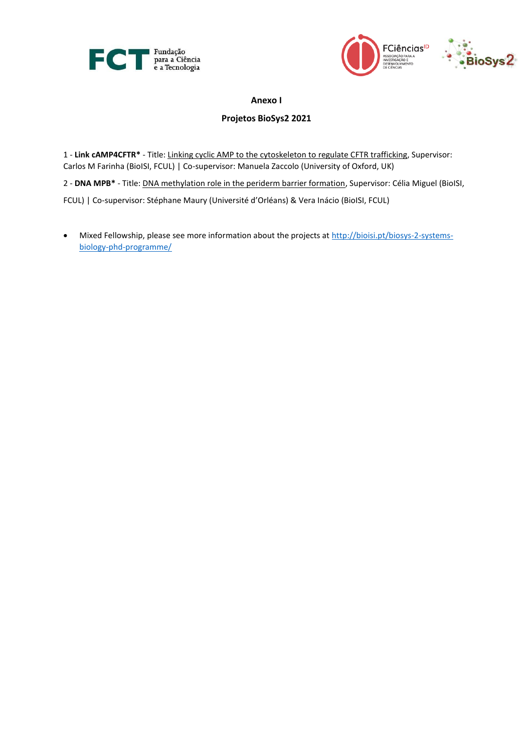**Anexo I**

**Projetos BioSys2 2021**

1 - **Link cAMP4CFTR*** - Title: Linking cyclic AMP to the cytoskeleton to regulate CFTR trafficking, Supervisor: Carlos M Farinha (BioISI, FCUL) | Co-supervisor: Manuela Zaccolo (University of Oxford, UK)

2 - **DNA MPB*** - Title: DNA methylation role in the periderm barrier formation, Supervisor: Célia Miguel (BioISI, FCUL) | Co-supervisor: Stéphane Maury (Université d'Orléans) & Vera Inácio (BioISI, FCUL)

- Mixed Fellowship, please see more information about the projects at http://bioisi.pt/biosys-2-systems-biology-phd-programme/